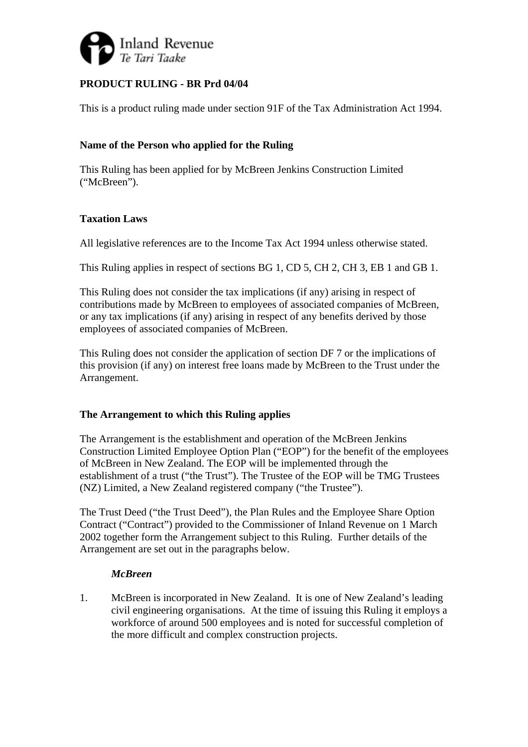Inland Revenue
Te Tari Taake

**PRODUCT RULING - BR Prd 04/04**

This is a product ruling made under section 91F of the Tax Administration Act 1994.

**Name of the Person who applied for the Ruling**

This Ruling has been applied for by McBreen Jenkins Construction Limited ("McBreen").

**Taxation Laws**

All legislative references are to the Income Tax Act 1994 unless otherwise stated.

This Ruling applies in respect of sections BG 1, CD 5, CH 2, CH 3, EB 1 and GB 1.

This Ruling does not consider the tax implications (if any) arising in respect of contributions made by McBreen to employees of associated companies of McBreen, or any tax implications (if any) arising in respect of any benefits derived by those employees of associated companies of McBreen.

This Ruling does not consider the application of section DF 7 or the implications of this provision (if any) on interest free loans made by McBreen to the Trust under the Arrangement.

**The Arrangement to which this Ruling applies**

The Arrangement is the establishment and operation of the McBreen Jenkins Construction Limited Employee Option Plan ("EOP") for the benefit of the employees of McBreen in New Zealand. The EOP will be implemented through the establishment of a trust ("the Trust"). The Trustee of the EOP will be TMG Trustees (NZ) Limited, a New Zealand registered company ("the Trustee").

The Trust Deed ("the Trust Deed"), the Plan Rules and the Employee Share Option Contract ("Contract") provided to the Commissioner of Inland Revenue on 1 March 2002 together form the Arrangement subject to this Ruling. Further details of the Arrangement are set out in the paragraphs below.

***McBreen***

1. McBreen is incorporated in New Zealand. It is one of New Zealand's leading civil engineering organisations. At the time of issuing this Ruling it employs a workforce of around 500 employees and is noted for successful completion of the more difficult and complex construction projects.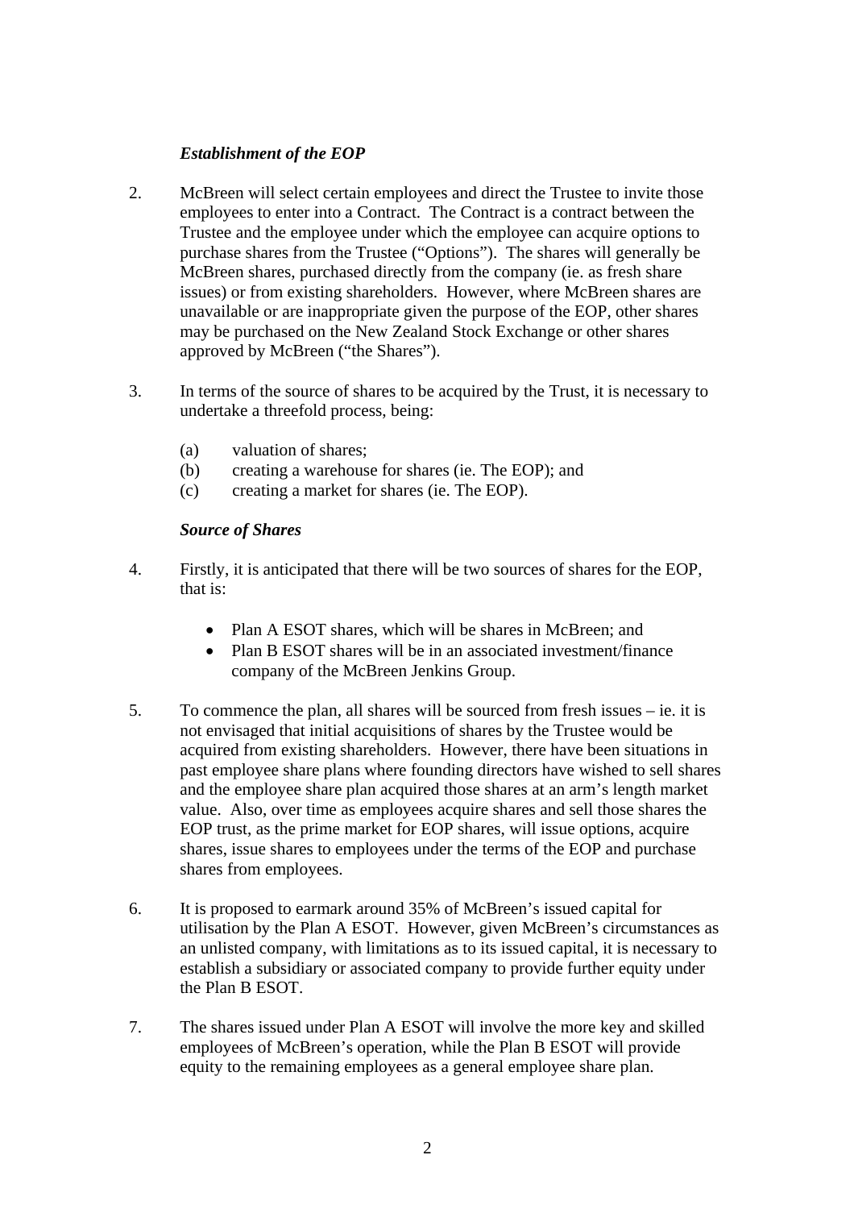*Establishment of the EOP*

2. McBreen will select certain employees and direct the Trustee to invite those employees to enter into a Contract. The Contract is a contract between the Trustee and the employee under which the employee can acquire options to purchase shares from the Trustee ("Options"). The shares will generally be McBreen shares, purchased directly from the company (ie. as fresh share issues) or from existing shareholders. However, where McBreen shares are unavailable or are inappropriate given the purpose of the EOP, other shares may be purchased on the New Zealand Stock Exchange or other shares approved by McBreen ("the Shares").

3. In terms of the source of shares to be acquired by the Trust, it is necessary to undertake a threefold process, being:

   (a) valuation of shares;
   (b) creating a warehouse for shares (ie. The EOP); and
   (c) creating a market for shares (ie. The EOP).

*Source of Shares*

4. Firstly, it is anticipated that there will be two sources of shares for the EOP, that is:

   - Plan A ESOT shares, which will be shares in McBreen; and
   - Plan B ESOT shares will be in an associated investment/finance company of the McBreen Jenkins Group.

5. To commence the plan, all shares will be sourced from fresh issues – ie. it is not envisaged that initial acquisitions of shares by the Trustee would be acquired from existing shareholders. However, there have been situations in past employee share plans where founding directors have wished to sell shares and the employee share plan acquired those shares at an arm's length market value. Also, over time as employees acquire shares and sell those shares the EOP trust, as the prime market for EOP shares, will issue options, acquire shares, issue shares to employees under the terms of the EOP and purchase shares from employees.

6. It is proposed to earmark around 35% of McBreen's issued capital for utilisation by the Plan A ESOT. However, given McBreen's circumstances as an unlisted company, with limitations as to its issued capital, it is necessary to establish a subsidiary or associated company to provide further equity under the Plan B ESOT.

7. The shares issued under Plan A ESOT will involve the more key and skilled employees of McBreen's operation, while the Plan B ESOT will provide equity to the remaining employees as a general employee share plan.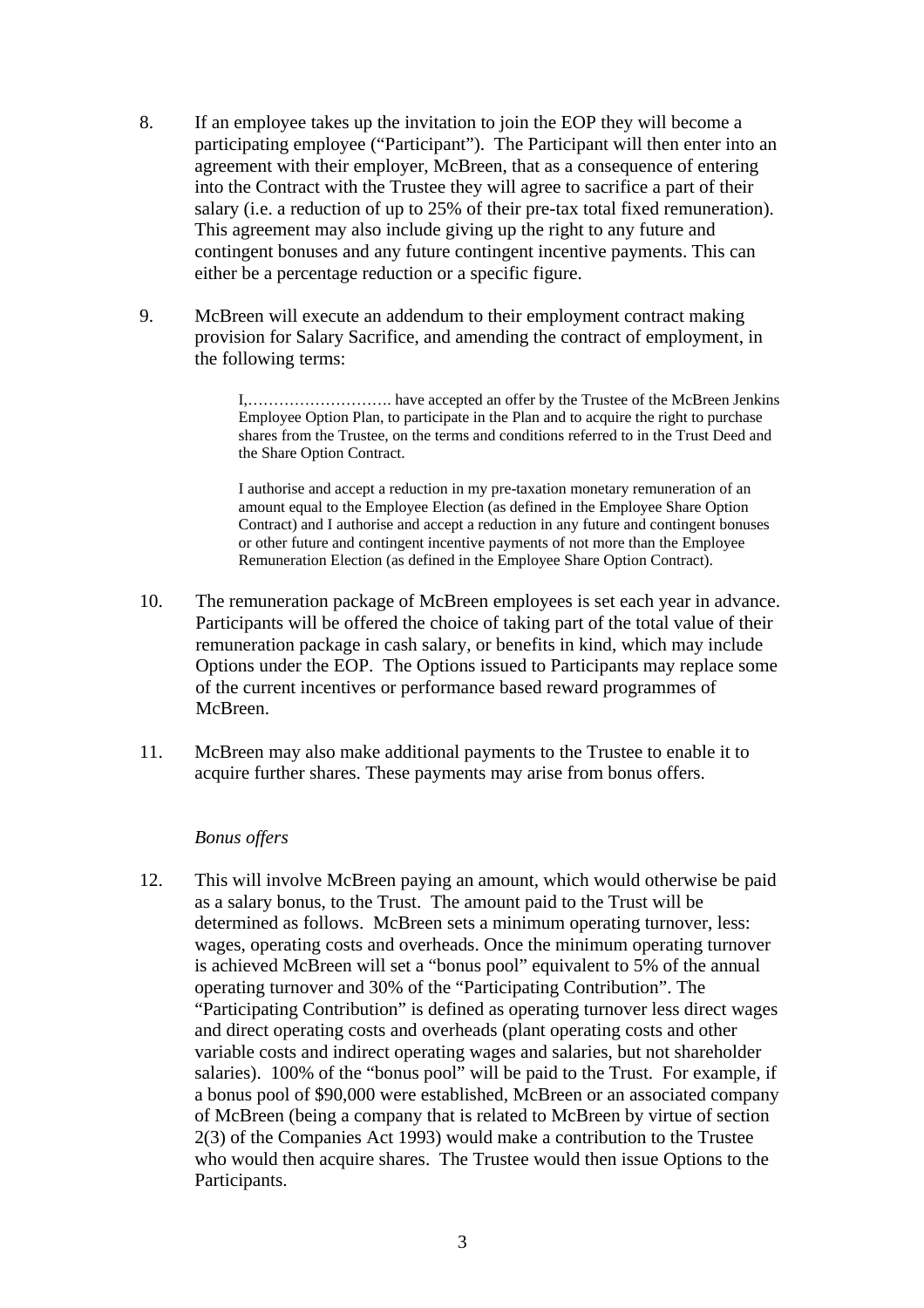8. If an employee takes up the invitation to join the EOP they will become a participating employee ("Participant"). The Participant will then enter into an agreement with their employer, McBreen, that as a consequence of entering into the Contract with the Trustee they will agree to sacrifice a part of their salary (i.e. a reduction of up to 25% of their pre-tax total fixed remuneration). This agreement may also include giving up the right to any future and contingent bonuses and any future contingent incentive payments. This can either be a percentage reduction or a specific figure.

9. McBreen will execute an addendum to their employment contract making provision for Salary Sacrifice, and amending the contract of employment, in the following terms:

> I,………………………. have accepted an offer by the Trustee of the McBreen Jenkins Employee Option Plan, to participate in the Plan and to acquire the right to purchase shares from the Trustee, on the terms and conditions referred to in the Trust Deed and the Share Option Contract.
>
> I authorise and accept a reduction in my pre-taxation monetary remuneration of an amount equal to the Employee Election (as defined in the Employee Share Option Contract) and I authorise and accept a reduction in any future and contingent bonuses or other future and contingent incentive payments of not more than the Employee Remuneration Election (as defined in the Employee Share Option Contract).

10. The remuneration package of McBreen employees is set each year in advance. Participants will be offered the choice of taking part of the total value of their remuneration package in cash salary, or benefits in kind, which may include Options under the EOP. The Options issued to Participants may replace some of the current incentives or performance based reward programmes of McBreen.

11. McBreen may also make additional payments to the Trustee to enable it to acquire further shares. These payments may arise from bonus offers.

*Bonus offers*

12. This will involve McBreen paying an amount, which would otherwise be paid as a salary bonus, to the Trust. The amount paid to the Trust will be determined as follows. McBreen sets a minimum operating turnover, less: wages, operating costs and overheads. Once the minimum operating turnover is achieved McBreen will set a "bonus pool" equivalent to 5% of the annual operating turnover and 30% of the "Participating Contribution". The "Participating Contribution" is defined as operating turnover less direct wages and direct operating costs and overheads (plant operating costs and other variable costs and indirect operating wages and salaries, but not shareholder salaries). 100% of the "bonus pool" will be paid to the Trust. For example, if a bonus pool of $90,000 were established, McBreen or an associated company of McBreen (being a company that is related to McBreen by virtue of section 2(3) of the Companies Act 1993) would make a contribution to the Trustee who would then acquire shares. The Trustee would then issue Options to the Participants.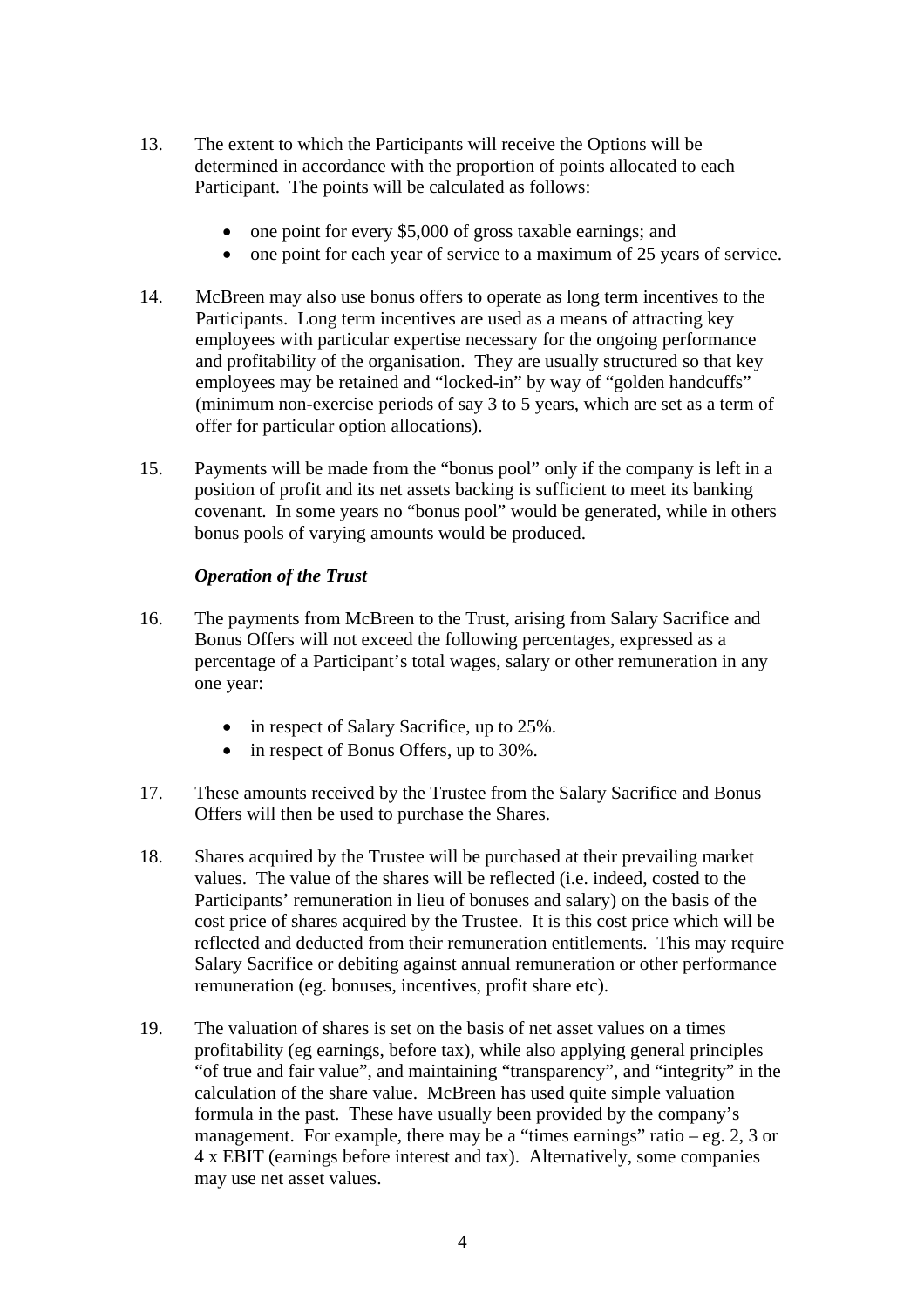13. The extent to which the Participants will receive the Options will be determined in accordance with the proportion of points allocated to each Participant. The points will be calculated as follows:

    - one point for every $5,000 of gross taxable earnings; and
    - one point for each year of service to a maximum of 25 years of service.

14. McBreen may also use bonus offers to operate as long term incentives to the Participants. Long term incentives are used as a means of attracting key employees with particular expertise necessary for the ongoing performance and profitability of the organisation. They are usually structured so that key employees may be retained and "locked-in" by way of "golden handcuffs" (minimum non-exercise periods of say 3 to 5 years, which are set as a term of offer for particular option allocations).

15. Payments will be made from the "bonus pool" only if the company is left in a position of profit and its net assets backing is sufficient to meet its banking covenant. In some years no "bonus pool" would be generated, while in others bonus pools of varying amounts would be produced.

***Operation of the Trust***

16. The payments from McBreen to the Trust, arising from Salary Sacrifice and Bonus Offers will not exceed the following percentages, expressed as a percentage of a Participant's total wages, salary or other remuneration in any one year:

    - in respect of Salary Sacrifice, up to 25%.
    - in respect of Bonus Offers, up to 30%.

17. These amounts received by the Trustee from the Salary Sacrifice and Bonus Offers will then be used to purchase the Shares.

18. Shares acquired by the Trustee will be purchased at their prevailing market values. The value of the shares will be reflected (i.e. indeed, costed to the Participants' remuneration in lieu of bonuses and salary) on the basis of the cost price of shares acquired by the Trustee. It is this cost price which will be reflected and deducted from their remuneration entitlements. This may require Salary Sacrifice or debiting against annual remuneration or other performance remuneration (eg. bonuses, incentives, profit share etc).

19. The valuation of shares is set on the basis of net asset values on a times profitability (eg earnings, before tax), while also applying general principles "of true and fair value", and maintaining "transparency", and "integrity" in the calculation of the share value. McBreen has used quite simple valuation formula in the past. These have usually been provided by the company's management. For example, there may be a "times earnings" ratio – eg. 2, 3 or 4 x EBIT (earnings before interest and tax). Alternatively, some companies may use net asset values.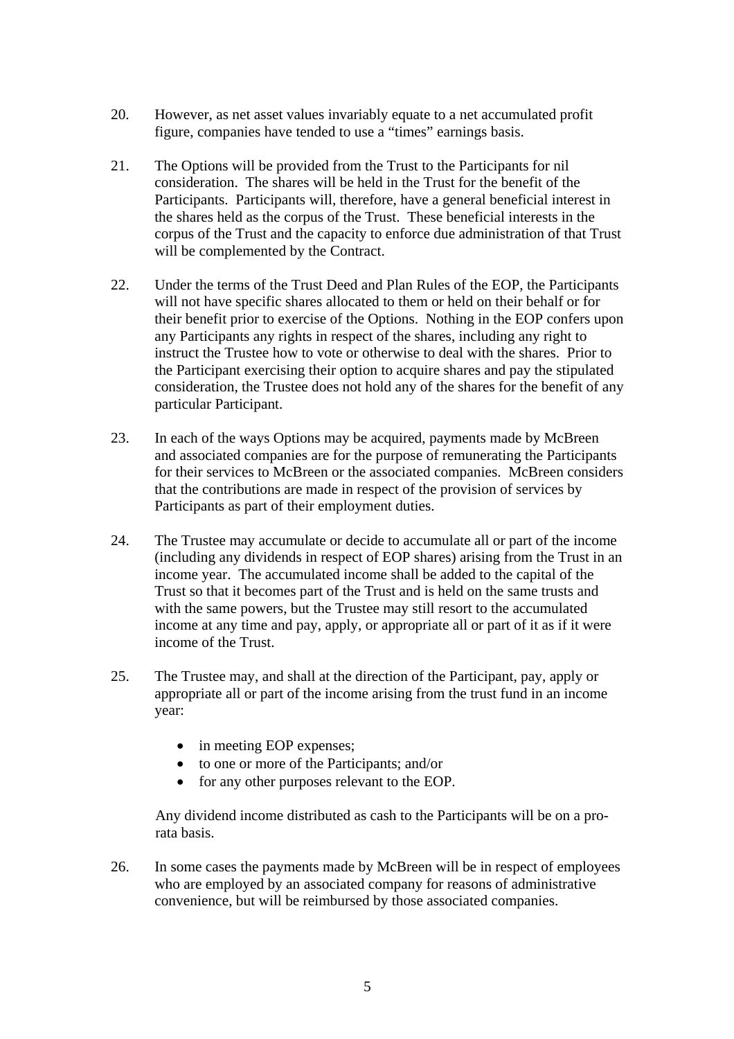20. However, as net asset values invariably equate to a net accumulated profit figure, companies have tended to use a "times" earnings basis.

21. The Options will be provided from the Trust to the Participants for nil consideration. The shares will be held in the Trust for the benefit of the Participants. Participants will, therefore, have a general beneficial interest in the shares held as the corpus of the Trust. These beneficial interests in the corpus of the Trust and the capacity to enforce due administration of that Trust will be complemented by the Contract.

22. Under the terms of the Trust Deed and Plan Rules of the EOP, the Participants will not have specific shares allocated to them or held on their behalf or for their benefit prior to exercise of the Options. Nothing in the EOP confers upon any Participants any rights in respect of the shares, including any right to instruct the Trustee how to vote or otherwise to deal with the shares. Prior to the Participant exercising their option to acquire shares and pay the stipulated consideration, the Trustee does not hold any of the shares for the benefit of any particular Participant.

23. In each of the ways Options may be acquired, payments made by McBreen and associated companies are for the purpose of remunerating the Participants for their services to McBreen or the associated companies. McBreen considers that the contributions are made in respect of the provision of services by Participants as part of their employment duties.

24. The Trustee may accumulate or decide to accumulate all or part of the income (including any dividends in respect of EOP shares) arising from the Trust in an income year. The accumulated income shall be added to the capital of the Trust so that it becomes part of the Trust and is held on the same trusts and with the same powers, but the Trustee may still resort to the accumulated income at any time and pay, apply, or appropriate all or part of it as if it were income of the Trust.

25. The Trustee may, and shall at the direction of the Participant, pay, apply or appropriate all or part of the income arising from the trust fund in an income year:

    - in meeting EOP expenses;
    - to one or more of the Participants; and/or
    - for any other purposes relevant to the EOP.

    Any dividend income distributed as cash to the Participants will be on a pro-rata basis.

26. In some cases the payments made by McBreen will be in respect of employees who are employed by an associated company for reasons of administrative convenience, but will be reimbursed by those associated companies.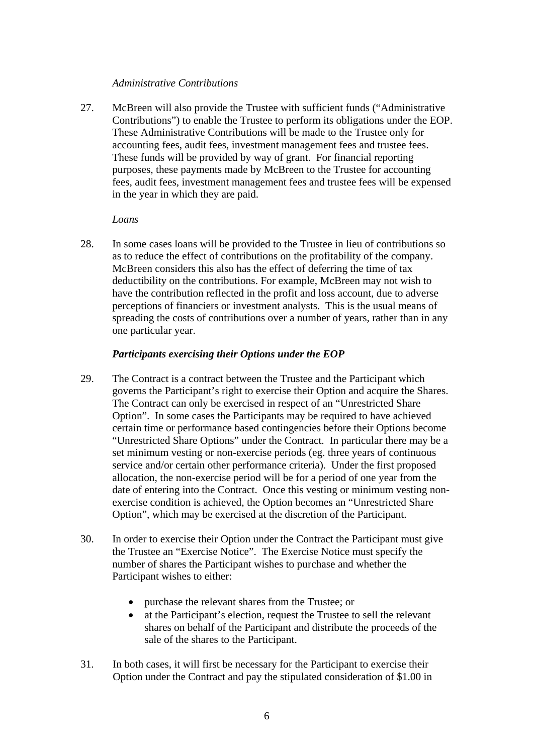*Administrative Contributions*

27. McBreen will also provide the Trustee with sufficient funds ("Administrative Contributions") to enable the Trustee to perform its obligations under the EOP. These Administrative Contributions will be made to the Trustee only for accounting fees, audit fees, investment management fees and trustee fees. These funds will be provided by way of grant. For financial reporting purposes, these payments made by McBreen to the Trustee for accounting fees, audit fees, investment management fees and trustee fees will be expensed in the year in which they are paid.

*Loans*

28. In some cases loans will be provided to the Trustee in lieu of contributions so as to reduce the effect of contributions on the profitability of the company. McBreen considers this also has the effect of deferring the time of tax deductibility on the contributions. For example, McBreen may not wish to have the contribution reflected in the profit and loss account, due to adverse perceptions of financiers or investment analysts. This is the usual means of spreading the costs of contributions over a number of years, rather than in any one particular year.

***Participants exercising their Options under the EOP***

29. The Contract is a contract between the Trustee and the Participant which governs the Participant's right to exercise their Option and acquire the Shares. The Contract can only be exercised in respect of an "Unrestricted Share Option". In some cases the Participants may be required to have achieved certain time or performance based contingencies before their Options become "Unrestricted Share Options" under the Contract. In particular there may be a set minimum vesting or non-exercise periods (eg. three years of continuous service and/or certain other performance criteria). Under the first proposed allocation, the non-exercise period will be for a period of one year from the date of entering into the Contract. Once this vesting or minimum vesting non-exercise condition is achieved, the Option becomes an "Unrestricted Share Option", which may be exercised at the discretion of the Participant.

30. In order to exercise their Option under the Contract the Participant must give the Trustee an "Exercise Notice". The Exercise Notice must specify the number of shares the Participant wishes to purchase and whether the Participant wishes to either:

- purchase the relevant shares from the Trustee; or
- at the Participant's election, request the Trustee to sell the relevant shares on behalf of the Participant and distribute the proceeds of the sale of the shares to the Participant.

31. In both cases, it will first be necessary for the Participant to exercise their Option under the Contract and pay the stipulated consideration of $1.00 in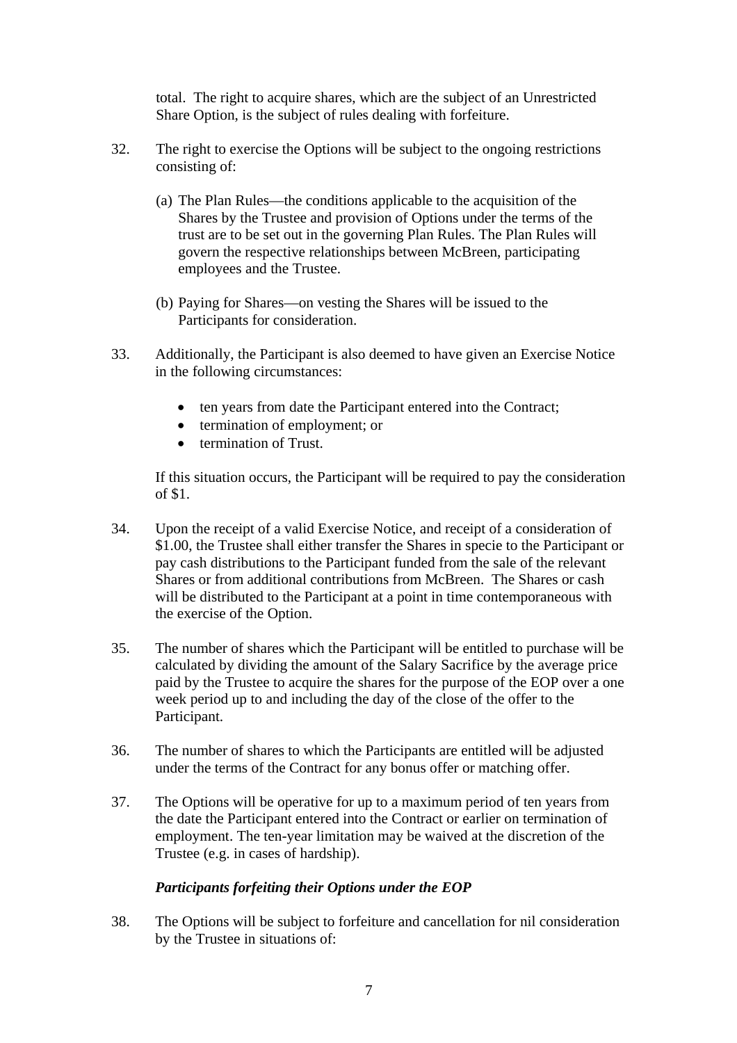total. The right to acquire shares, which are the subject of an Unrestricted Share Option, is the subject of rules dealing with forfeiture.

32. The right to exercise the Options will be subject to the ongoing restrictions consisting of:

    (a) The Plan Rules—the conditions applicable to the acquisition of the Shares by the Trustee and provision of Options under the terms of the trust are to be set out in the governing Plan Rules. The Plan Rules will govern the respective relationships between McBreen, participating employees and the Trustee.

    (b) Paying for Shares—on vesting the Shares will be issued to the Participants for consideration.

33. Additionally, the Participant is also deemed to have given an Exercise Notice in the following circumstances:

    - ten years from date the Participant entered into the Contract;
    - termination of employment; or
    - termination of Trust.

    If this situation occurs, the Participant will be required to pay the consideration of $1.

34. Upon the receipt of a valid Exercise Notice, and receipt of a consideration of $1.00, the Trustee shall either transfer the Shares in specie to the Participant or pay cash distributions to the Participant funded from the sale of the relevant Shares or from additional contributions from McBreen. The Shares or cash will be distributed to the Participant at a point in time contemporaneous with the exercise of the Option.

35. The number of shares which the Participant will be entitled to purchase will be calculated by dividing the amount of the Salary Sacrifice by the average price paid by the Trustee to acquire the shares for the purpose of the EOP over a one week period up to and including the day of the close of the offer to the Participant.

36. The number of shares to which the Participants are entitled will be adjusted under the terms of the Contract for any bonus offer or matching offer.

37. The Options will be operative for up to a maximum period of ten years from the date the Participant entered into the Contract or earlier on termination of employment. The ten-year limitation may be waived at the discretion of the Trustee (e.g. in cases of hardship).

***Participants forfeiting their Options under the EOP***

38. The Options will be subject to forfeiture and cancellation for nil consideration by the Trustee in situations of: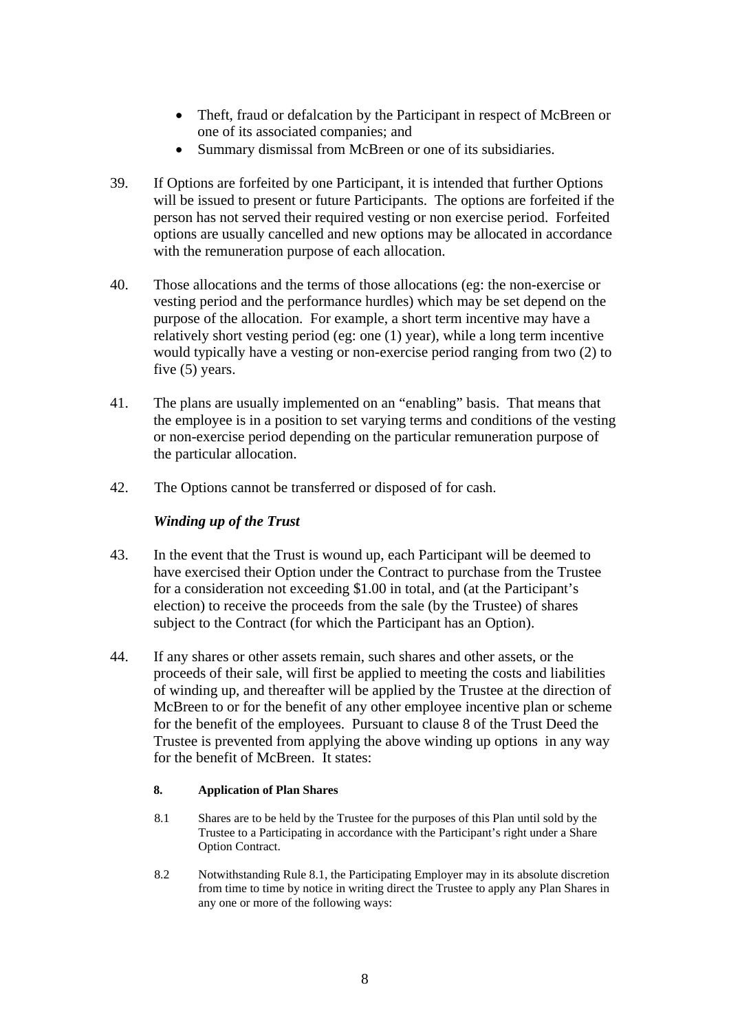- Theft, fraud or defalcation by the Participant in respect of McBreen or one of its associated companies; and
- Summary dismissal from McBreen or one of its subsidiaries.

39. If Options are forfeited by one Participant, it is intended that further Options will be issued to present or future Participants. The options are forfeited if the person has not served their required vesting or non exercise period. Forfeited options are usually cancelled and new options may be allocated in accordance with the remuneration purpose of each allocation.

40. Those allocations and the terms of those allocations (eg: the non-exercise or vesting period and the performance hurdles) which may be set depend on the purpose of the allocation. For example, a short term incentive may have a relatively short vesting period (eg: one (1) year), while a long term incentive would typically have a vesting or non-exercise period ranging from two (2) to five (5) years.

41. The plans are usually implemented on an "enabling" basis. That means that the employee is in a position to set varying terms and conditions of the vesting or non-exercise period depending on the particular remuneration purpose of the particular allocation.

42. The Options cannot be transferred or disposed of for cash.

***Winding up of the Trust***

43. In the event that the Trust is wound up, each Participant will be deemed to have exercised their Option under the Contract to purchase from the Trustee for a consideration not exceeding $1.00 in total, and (at the Participant's election) to receive the proceeds from the sale (by the Trustee) of shares subject to the Contract (for which the Participant has an Option).

44. If any shares or other assets remain, such shares and other assets, or the proceeds of their sale, will first be applied to meeting the costs and liabilities of winding up, and thereafter will be applied by the Trustee at the direction of McBreen to or for the benefit of any other employee incentive plan or scheme for the benefit of the employees. Pursuant to clause 8 of the Trust Deed the Trustee is prevented from applying the above winding up options in any way for the benefit of McBreen. It states:

> **8. Application of Plan Shares**
>
> 8.1 Shares are to be held by the Trustee for the purposes of this Plan until sold by the Trustee to a Participating in accordance with the Participant's right under a Share Option Contract.
>
> 8.2 Notwithstanding Rule 8.1, the Participating Employer may in its absolute discretion from time to time by notice in writing direct the Trustee to apply any Plan Shares in any one or more of the following ways: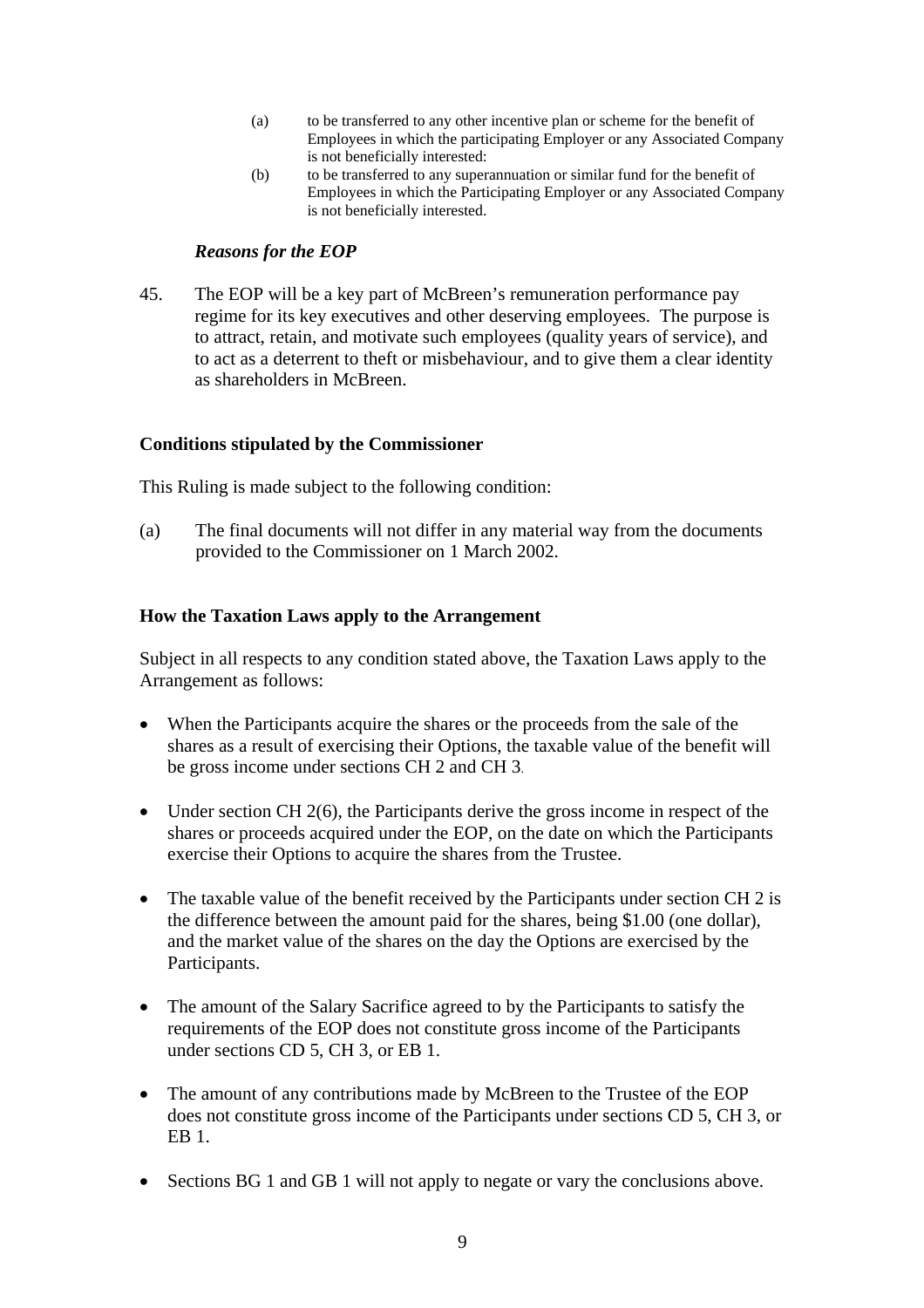(a) to be transferred to any other incentive plan or scheme for the benefit of Employees in which the participating Employer or any Associated Company is not beneficially interested:

(b) to be transferred to any superannuation or similar fund for the benefit of Employees in which the Participating Employer or any Associated Company is not beneficially interested.

### *Reasons for the EOP*

45. The EOP will be a key part of McBreen's remuneration performance pay regime for its key executives and other deserving employees. The purpose is to attract, retain, and motivate such employees (quality years of service), and to act as a deterrent to theft or misbehaviour, and to give them a clear identity as shareholders in McBreen.

## Conditions stipulated by the Commissioner

This Ruling is made subject to the following condition:

(a) The final documents will not differ in any material way from the documents provided to the Commissioner on 1 March 2002.

## How the Taxation Laws apply to the Arrangement

Subject in all respects to any condition stated above, the Taxation Laws apply to the Arrangement as follows:

- When the Participants acquire the shares or the proceeds from the sale of the shares as a result of exercising their Options, the taxable value of the benefit will be gross income under sections CH 2 and CH 3.
- Under section CH 2(6), the Participants derive the gross income in respect of the shares or proceeds acquired under the EOP, on the date on which the Participants exercise their Options to acquire the shares from the Trustee.
- The taxable value of the benefit received by the Participants under section CH 2 is the difference between the amount paid for the shares, being $1.00 (one dollar), and the market value of the shares on the day the Options are exercised by the Participants.
- The amount of the Salary Sacrifice agreed to by the Participants to satisfy the requirements of the EOP does not constitute gross income of the Participants under sections CD 5, CH 3, or EB 1.
- The amount of any contributions made by McBreen to the Trustee of the EOP does not constitute gross income of the Participants under sections CD 5, CH 3, or EB 1.
- Sections BG 1 and GB 1 will not apply to negate or vary the conclusions above.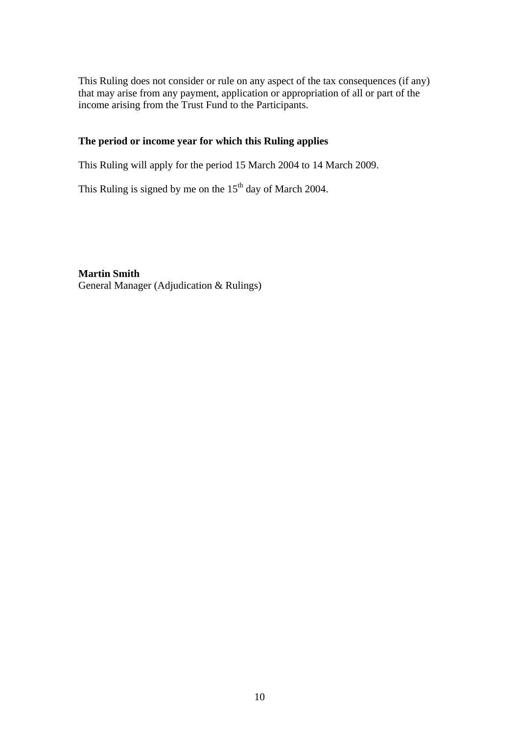This Ruling does not consider or rule on any aspect of the tax consequences (if any) that may arise from any payment, application or appropriation of all or part of the income arising from the Trust Fund to the Participants.

**The period or income year for which this Ruling applies**

This Ruling will apply for the period 15 March 2004 to 14 March 2009.

This Ruling is signed by me on the 15th day of March 2004.

**Martin Smith**
General Manager (Adjudication & Rulings)